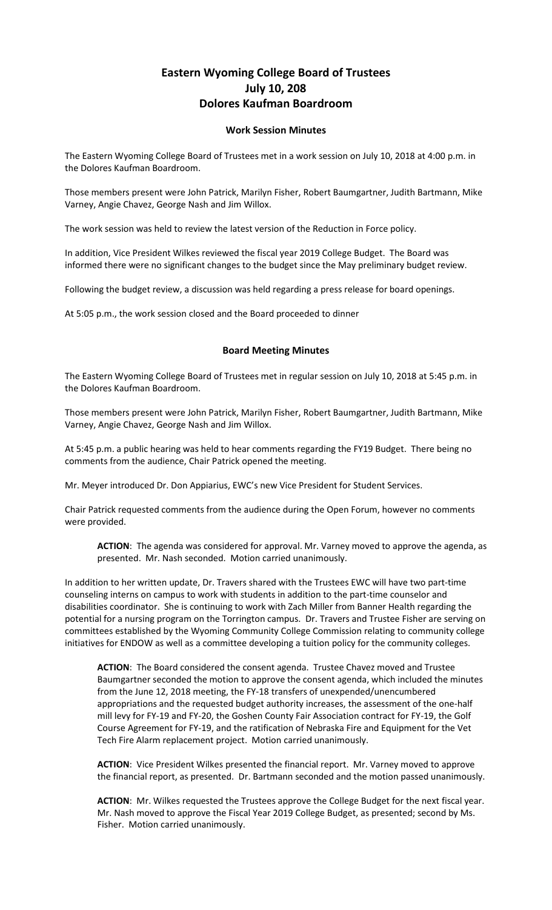# Eastern Wyoming College Board of Trustees
# July 10, 208
# Dolores Kaufman Boardroom

## Work Session Minutes

The Eastern Wyoming College Board of Trustees met in a work session on July 10, 2018 at 4:00 p.m. in the Dolores Kaufman Boardroom.

Those members present were John Patrick, Marilyn Fisher, Robert Baumgartner, Judith Bartmann, Mike Varney, Angie Chavez, George Nash and Jim Willox.

The work session was held to review the latest version of the Reduction in Force policy.

In addition, Vice President Wilkes reviewed the fiscal year 2019 College Budget. The Board was informed there were no significant changes to the budget since the May preliminary budget review.

Following the budget review, a discussion was held regarding a press release for board openings.

At 5:05 p.m., the work session closed and the Board proceeded to dinner

## Board Meeting Minutes

The Eastern Wyoming College Board of Trustees met in regular session on July 10, 2018 at 5:45 p.m. in the Dolores Kaufman Boardroom.

Those members present were John Patrick, Marilyn Fisher, Robert Baumgartner, Judith Bartmann, Mike Varney, Angie Chavez, George Nash and Jim Willox.

At 5:45 p.m. a public hearing was held to hear comments regarding the FY19 Budget. There being no comments from the audience, Chair Patrick opened the meeting.

Mr. Meyer introduced Dr. Don Appiarius, EWC's new Vice President for Student Services.

Chair Patrick requested comments from the audience during the Open Forum, however no comments were provided.

> **ACTION**: The agenda was considered for approval. Mr. Varney moved to approve the agenda, as presented. Mr. Nash seconded. Motion carried unanimously.

In addition to her written update, Dr. Travers shared with the Trustees EWC will have two part-time counseling interns on campus to work with students in addition to the part-time counselor and disabilities coordinator. She is continuing to work with Zach Miller from Banner Health regarding the potential for a nursing program on the Torrington campus. Dr. Travers and Trustee Fisher are serving on committees established by the Wyoming Community College Commission relating to community college initiatives for ENDOW as well as a committee developing a tuition policy for the community colleges.

> **ACTION**: The Board considered the consent agenda. Trustee Chavez moved and Trustee Baumgartner seconded the motion to approve the consent agenda, which included the minutes from the June 12, 2018 meeting, the FY-18 transfers of unexpended/unencumbered appropriations and the requested budget authority increases, the assessment of the one-half mill levy for FY-19 and FY-20, the Goshen County Fair Association contract for FY-19, the Golf Course Agreement for FY-19, and the ratification of Nebraska Fire and Equipment for the Vet Tech Fire Alarm replacement project. Motion carried unanimously.

> **ACTION**: Vice President Wilkes presented the financial report. Mr. Varney moved to approve the financial report, as presented. Dr. Bartmann seconded and the motion passed unanimously.

> **ACTION**: Mr. Wilkes requested the Trustees approve the College Budget for the next fiscal year. Mr. Nash moved to approve the Fiscal Year 2019 College Budget, as presented; second by Ms. Fisher. Motion carried unanimously.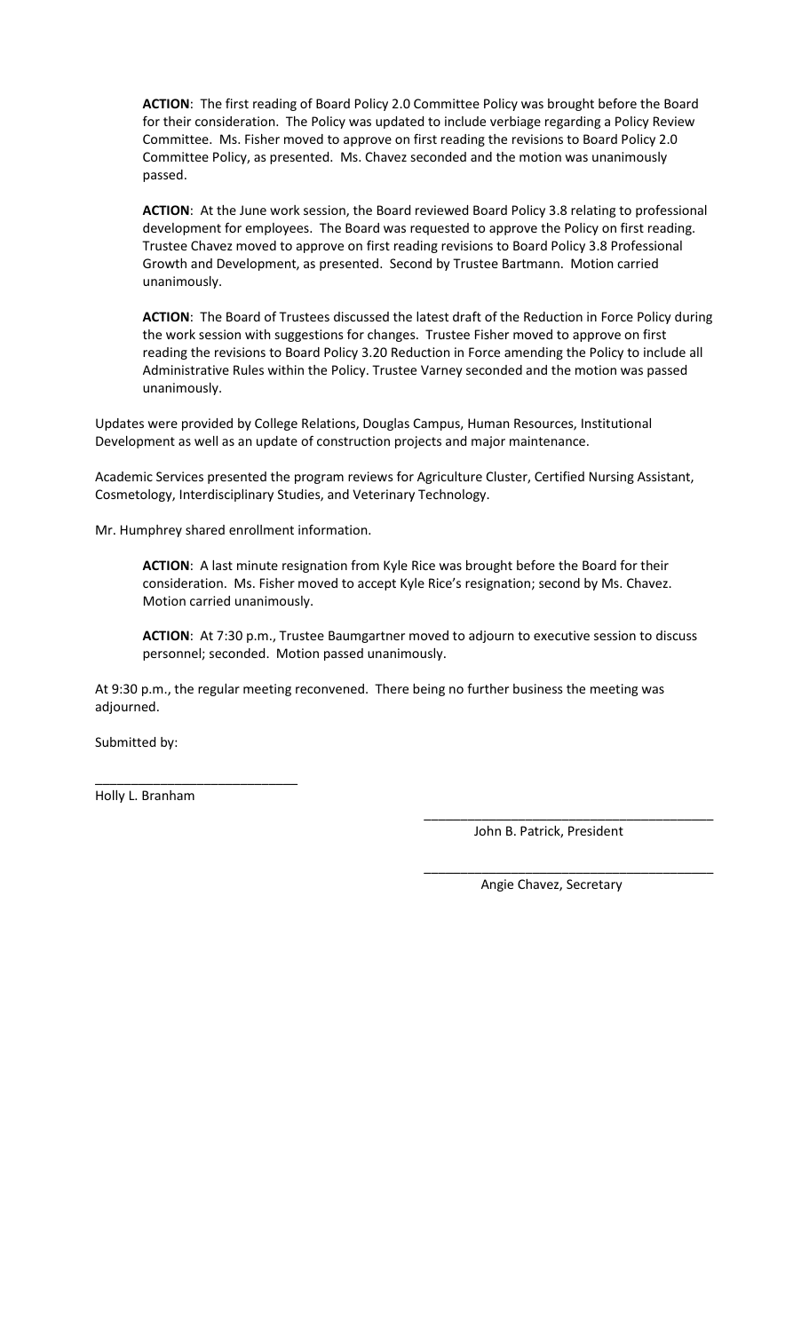**ACTION**: The first reading of Board Policy 2.0 Committee Policy was brought before the Board for their consideration. The Policy was updated to include verbiage regarding a Policy Review Committee. Ms. Fisher moved to approve on first reading the revisions to Board Policy 2.0 Committee Policy, as presented. Ms. Chavez seconded and the motion was unanimously passed.

**ACTION**: At the June work session, the Board reviewed Board Policy 3.8 relating to professional development for employees. The Board was requested to approve the Policy on first reading. Trustee Chavez moved to approve on first reading revisions to Board Policy 3.8 Professional Growth and Development, as presented. Second by Trustee Bartmann. Motion carried unanimously.

**ACTION**: The Board of Trustees discussed the latest draft of the Reduction in Force Policy during the work session with suggestions for changes. Trustee Fisher moved to approve on first reading the revisions to Board Policy 3.20 Reduction in Force amending the Policy to include all Administrative Rules within the Policy. Trustee Varney seconded and the motion was passed unanimously.

Updates were provided by College Relations, Douglas Campus, Human Resources, Institutional Development as well as an update of construction projects and major maintenance.

Academic Services presented the program reviews for Agriculture Cluster, Certified Nursing Assistant, Cosmetology, Interdisciplinary Studies, and Veterinary Technology.

Mr. Humphrey shared enrollment information.

**ACTION**: A last minute resignation from Kyle Rice was brought before the Board for their consideration. Ms. Fisher moved to accept Kyle Rice's resignation; second by Ms. Chavez. Motion carried unanimously.

**ACTION**: At 7:30 p.m., Trustee Baumgartner moved to adjourn to executive session to discuss personnel; seconded. Motion passed unanimously.

At 9:30 p.m., the regular meeting reconvened. There being no further business the meeting was adjourned.

Submitted by:

___________________________

Holly L. Branham

___________________________________________

John B. Patrick, President

___________________________________________

Angie Chavez, Secretary